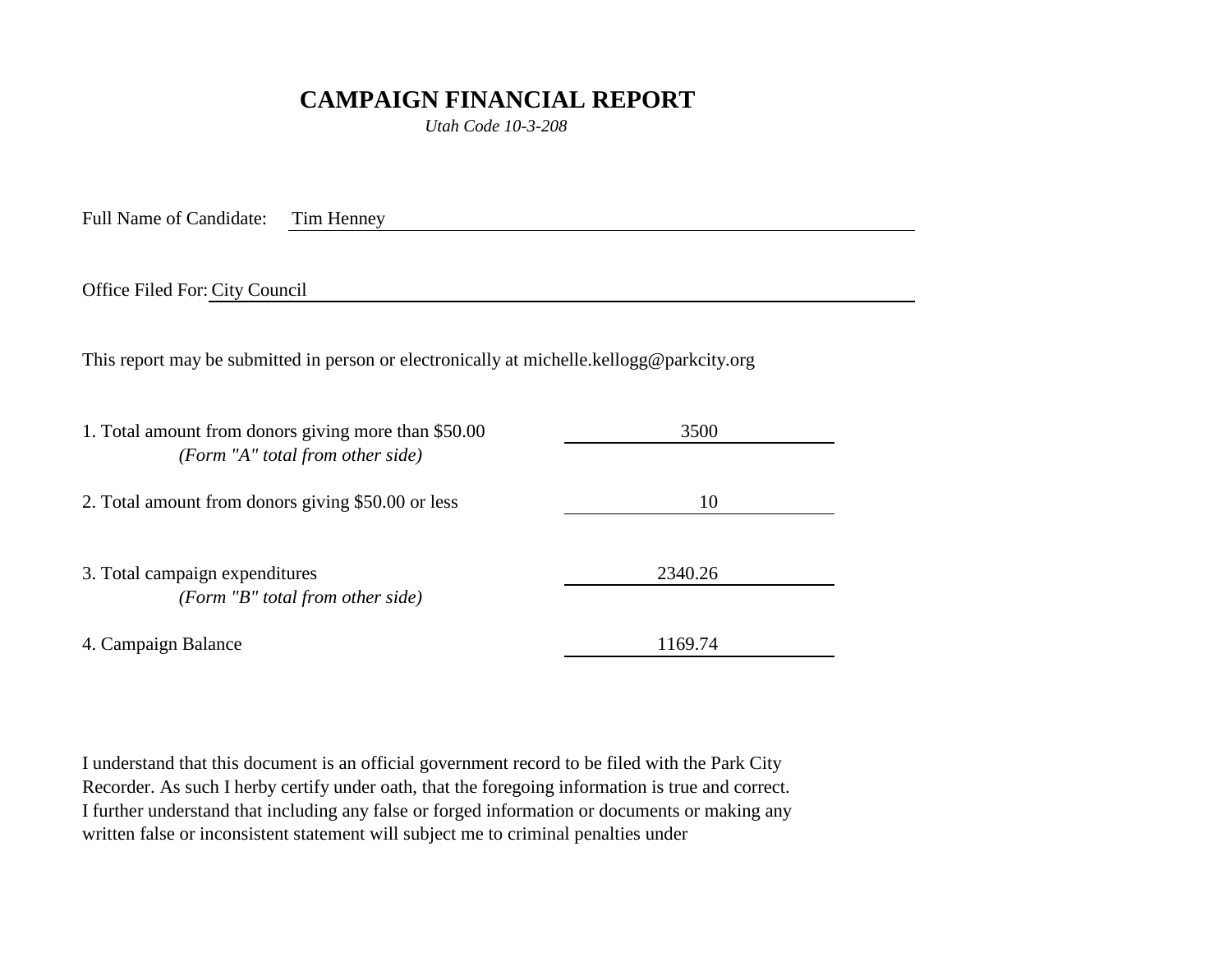# CAMPAIGN FINANCIAL REPORT

*Utah Code 10-3-208*

Full Name of Candidate: Tim Henney

Office Filed For: City Council

This report may be submitted in person or electronically at michelle.kellogg@parkcity.org

| | |
|---|---|
| 1. Total amount from donors giving more than $50.00 *(Form "A" total from other side)* | 3500 |
| 2. Total amount from donors giving $50.00 or less | 10 |
| 3. Total campaign expenditures *(Form "B" total from other side)* | 2340.26 |
| 4. Campaign Balance | 1169.74 |

I understand that this document is an official government record to be filed with the Park City Recorder. As such I herby certify under oath, that the foregoing information is true and correct. I further understand that including any false or forged information or documents or making any written false or inconsistent statement will subject me to criminal penalties under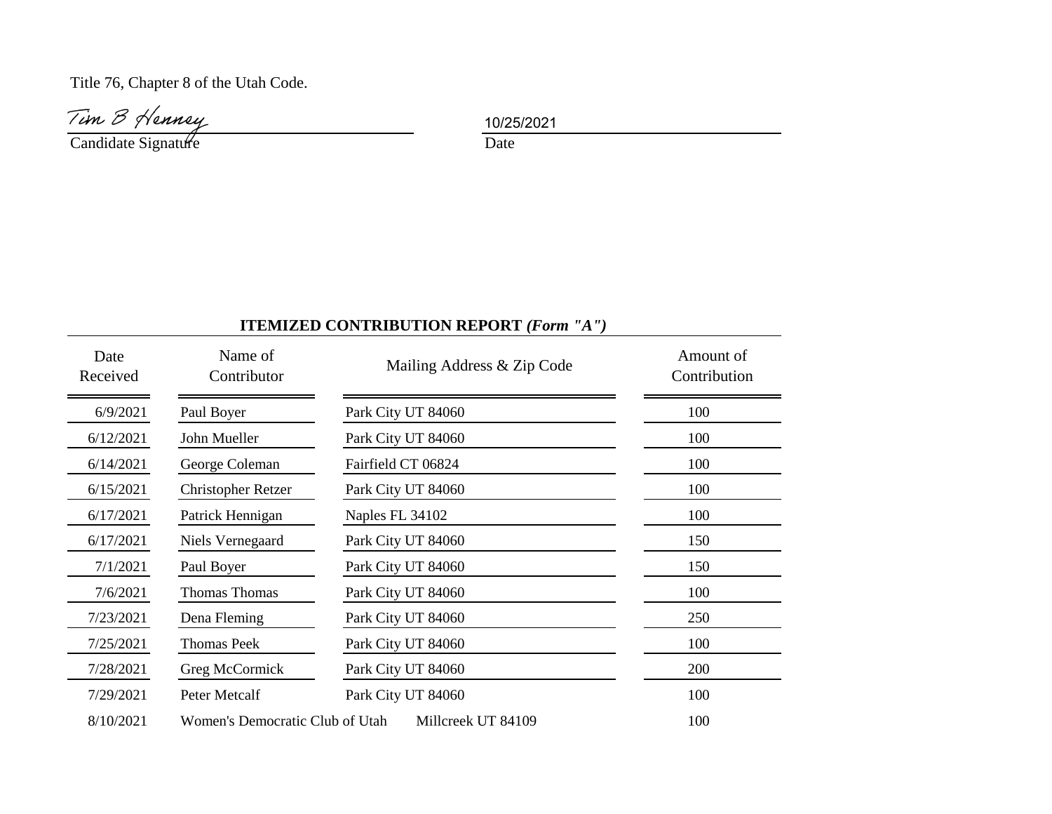Title 76, Chapter 8 of the Utah Code.

Tim B Henney  
Candidate Signature

10/25/2021  
Date

## ITEMIZED CONTRIBUTION REPORT *(Form "A")*

| Date Received | Name of Contributor | Mailing Address & Zip Code | Amount of Contribution |
|---|---|---|---|
| 6/9/2021 | Paul Boyer | Park City UT 84060 | 100 |
| 6/12/2021 | John Mueller | Park City UT 84060 | 100 |
| 6/14/2021 | George Coleman | Fairfield CT 06824 | 100 |
| 6/15/2021 | Christopher Retzer | Park City UT 84060 | 100 |
| 6/17/2021 | Patrick Hennigan | Naples FL 34102 | 100 |
| 6/17/2021 | Niels Vernegaard | Park City UT 84060 | 150 |
| 7/1/2021 | Paul Boyer | Park City UT 84060 | 150 |
| 7/6/2021 | Thomas Thomas | Park City UT 84060 | 100 |
| 7/23/2021 | Dena Fleming | Park City UT 84060 | 250 |
| 7/25/2021 | Thomas Peek | Park City UT 84060 | 100 |
| 7/28/2021 | Greg McCormick | Park City UT 84060 | 200 |
| 7/29/2021 | Peter Metcalf | Park City UT 84060 | 100 |
| 8/10/2021 | Women's Democratic Club of Utah | Millcreek UT 84109 | 100 |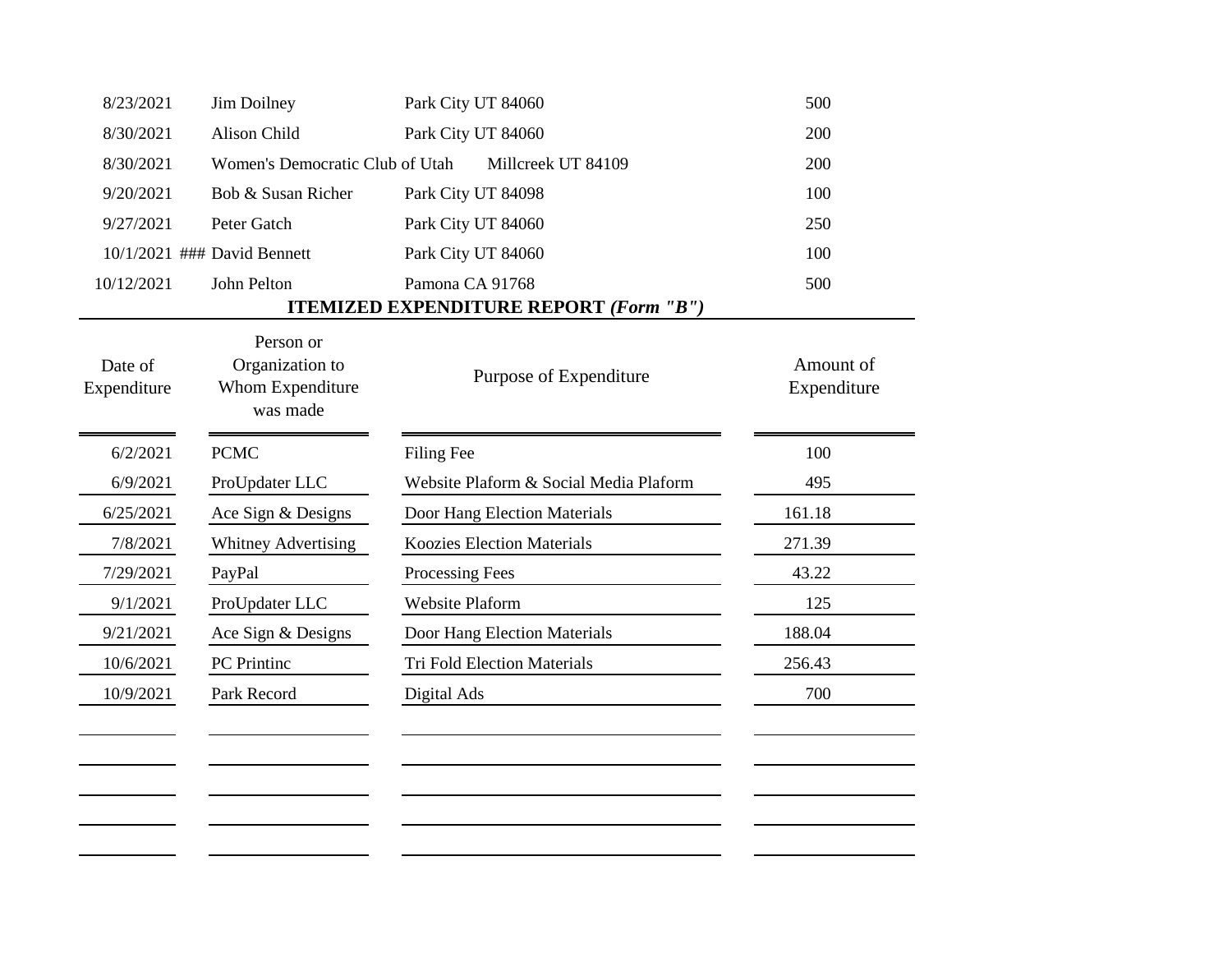| | | | |
|---|---|---|---|
| 8/23/2021 | Jim Doilney | Park City UT 84060 | 500 |
| 8/30/2021 | Alison Child | Park City UT 84060 | 200 |
| 8/30/2021 | Women's Democratic Club of Utah | Millcreek UT 84109 | 200 |
| 9/20/2021 | Bob & Susan Richer | Park City UT 84098 | 100 |
| 9/27/2021 | Peter Gatch | Park City UT 84060 | 250 |
| 10/1/2021 | ### David Bennett | Park City UT 84060 | 100 |
| 10/12/2021 | John Pelton | Pamona CA 91768 | 500 |

## ITEMIZED EXPENDITURE REPORT *(Form "B")*

| Date of Expenditure | Person or Organization to Whom Expenditure was made | Purpose of Expenditure | Amount of Expenditure |
|---|---|---|---|
| 6/2/2021 | PCMC | Filing Fee | 100 |
| 6/9/2021 | ProUpdater LLC | Website Plaform & Social Media Plaform | 495 |
| 6/25/2021 | Ace Sign & Designs | Door Hang Election Materials | 161.18 |
| 7/8/2021 | Whitney Advertising | Koozies Election Materials | 271.39 |
| 7/29/2021 | PayPal | Processing Fees | 43.22 |
| 9/1/2021 | ProUpdater LLC | Website Plaform | 125 |
| 9/21/2021 | Ace Sign & Designs | Door Hang Election Materials | 188.04 |
| 10/6/2021 | PC Printinc | Tri Fold Election Materials | 256.43 |
| 10/9/2021 | Park Record | Digital Ads | 700 |
| | | | |
| | | | |
| | | | |
| | | | |
| | | | |